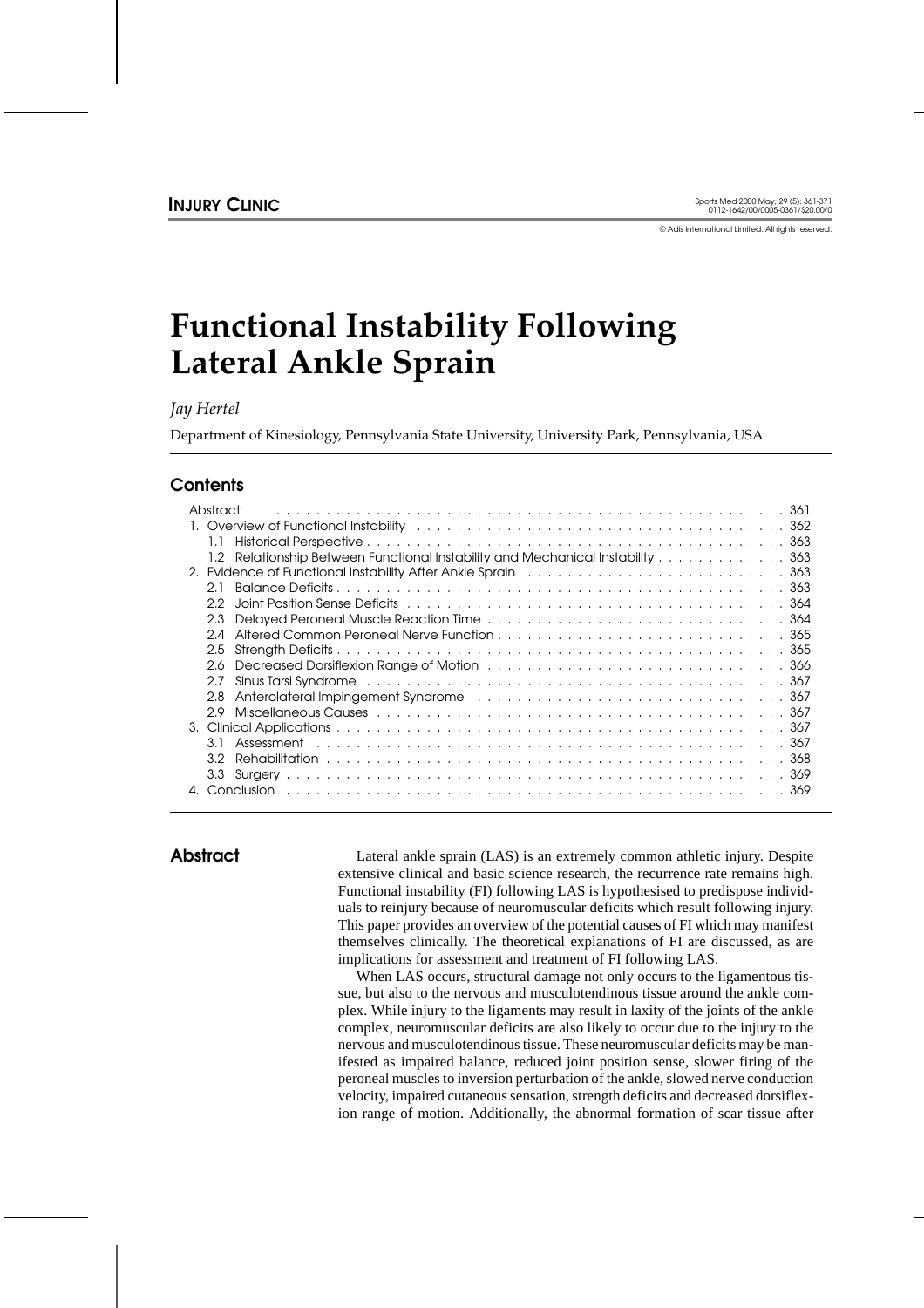INJURY CLINIC

© Adis International Limited. All rights reserved.

# Functional Instability Following Lateral Ankle Sprain

*Jay Hertel*

Department of Kinesiology, Pennsylvania State University, University Park, Pennsylvania, USA

## Contents

- Abstract . . . 361
- 1. Overview of Functional Instability . . . 362
  - 1.1 Historical Perspective . . . 363
  - 1.2 Relationship Between Functional Instability and Mechanical Instability . . . 363
- 2. Evidence of Functional Instability After Ankle Sprain . . . 363
  - 2.1 Balance Deficits . . . 363
  - 2.2 Joint Position Sense Deficits . . . 364
  - 2.3 Delayed Peroneal Muscle Reaction Time . . . 364
  - 2.4 Altered Common Peroneal Nerve Function . . . 365
  - 2.5 Strength Deficits . . . 365
  - 2.6 Decreased Dorsiflexion Range of Motion . . . 366
  - 2.7 Sinus Tarsi Syndrome . . . 367
  - 2.8 Anterolateral Impingement Syndrome . . . 367
  - 2.9 Miscellaneous Causes . . . 367
- 3. Clinical Applications . . . 367
  - 3.1 Assessment . . . 367
  - 3.2 Rehabilitation . . . 368
  - 3.3 Surgery . . . 369
- 4. Conclusion . . . 369

## Abstract

Lateral ankle sprain (LAS) is an extremely common athletic injury. Despite extensive clinical and basic science research, the recurrence rate remains high. Functional instability (FI) following LAS is hypothesised to predispose individuals to reinjury because of neuromuscular deficits which result following injury. This paper provides an overview of the potential causes of FI which may manifest themselves clinically. The theoretical explanations of FI are discussed, as are implications for assessment and treatment of FI following LAS.

When LAS occurs, structural damage not only occurs to the ligamentous tissue, but also to the nervous and musculotendinous tissue around the ankle complex. While injury to the ligaments may result in laxity of the joints of the ankle complex, neuromuscular deficits are also likely to occur due to the injury to the nervous and musculotendinous tissue. These neuromuscular deficits may be manifested as impaired balance, reduced joint position sense, slower firing of the peroneal muscles to inversion perturbation of the ankle, slowed nerve conduction velocity, impaired cutaneous sensation, strength deficits and decreased dorsiflexion range of motion. Additionally, the abnormal formation of scar tissue after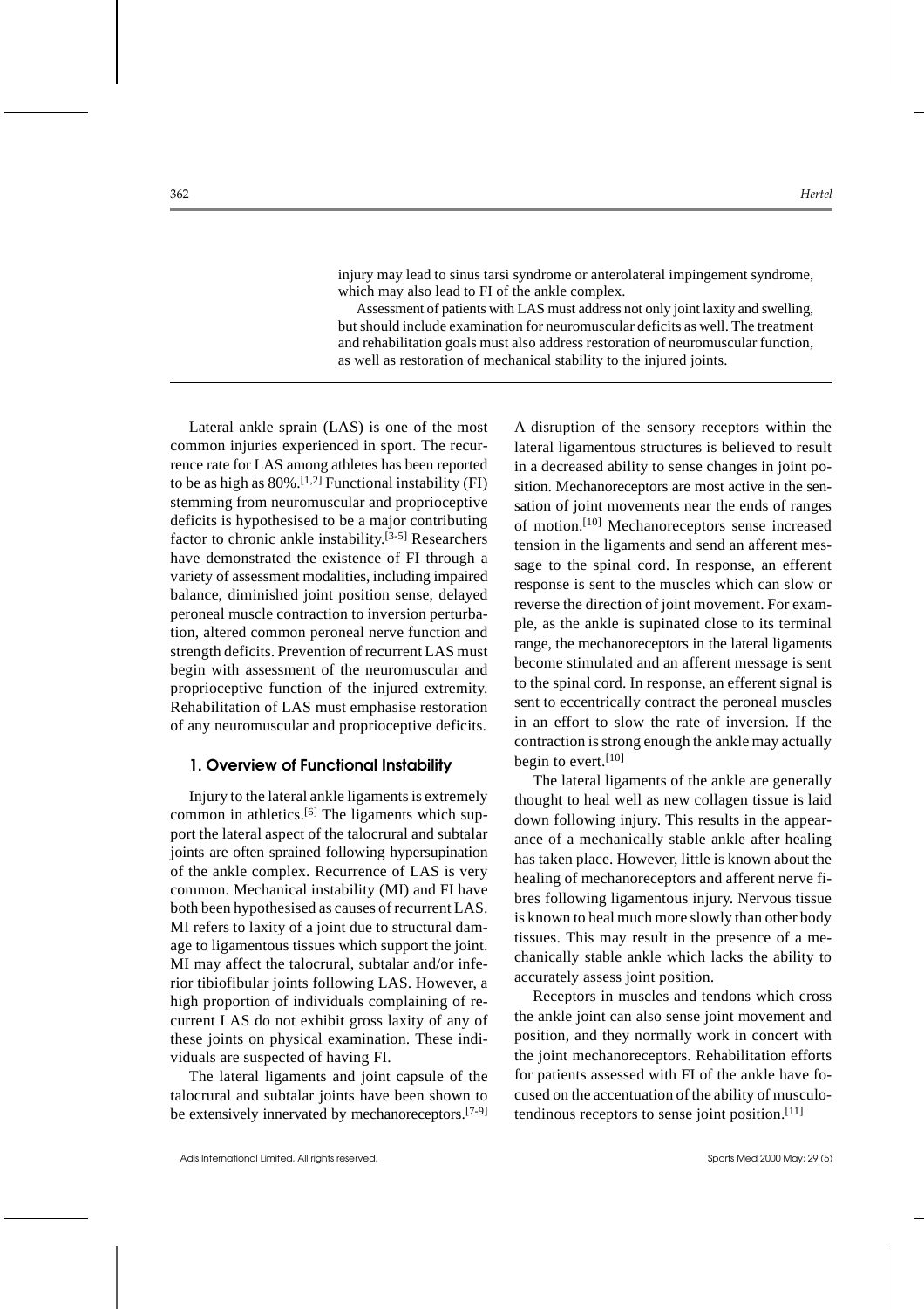injury may lead to sinus tarsi syndrome or anterolateral impingement syndrome, which may also lead to FI of the ankle complex.

Assessment of patients with LAS must address not only joint laxity and swelling, but should include examination for neuromuscular deficits as well. The treatment and rehabilitation goals must also address restoration of neuromuscular function, as well as restoration of mechanical stability to the injured joints.

---

Lateral ankle sprain (LAS) is one of the most common injuries experienced in sport. The recurrence rate for LAS among athletes has been reported to be as high as 80%.[1,2] Functional instability (FI) stemming from neuromuscular and proprioceptive deficits is hypothesised to be a major contributing factor to chronic ankle instability.[3-5] Researchers have demonstrated the existence of FI through a variety of assessment modalities, including impaired balance, diminished joint position sense, delayed peroneal muscle contraction to inversion perturbation, altered common peroneal nerve function and strength deficits. Prevention of recurrent LAS must begin with assessment of the neuromuscular and proprioceptive function of the injured extremity. Rehabilitation of LAS must emphasise restoration of any neuromuscular and proprioceptive deficits.

## 1. Overview of Functional Instability

Injury to the lateral ankle ligaments is extremely common in athletics.[6] The ligaments which support the lateral aspect of the talocrural and subtalar joints are often sprained following hypersupination of the ankle complex. Recurrence of LAS is very common. Mechanical instability (MI) and FI have both been hypothesised as causes of recurrent LAS. MI refers to laxity of a joint due to structural damage to ligamentous tissues which support the joint. MI may affect the talocrural, subtalar and/or inferior tibiofibular joints following LAS. However, a high proportion of individuals complaining of recurrent LAS do not exhibit gross laxity of any of these joints on physical examination. These individuals are suspected of having FI.

The lateral ligaments and joint capsule of the talocrural and subtalar joints have been shown to be extensively innervated by mechanoreceptors.[7-9] A disruption of the sensory receptors within the lateral ligamentous structures is believed to result in a decreased ability to sense changes in joint position. Mechanoreceptors are most active in the sensation of joint movements near the ends of ranges of motion.[10] Mechanoreceptors sense increased tension in the ligaments and send an afferent message to the spinal cord. In response, an efferent response is sent to the muscles which can slow or reverse the direction of joint movement. For example, as the ankle is supinated close to its terminal range, the mechanoreceptors in the lateral ligaments become stimulated and an afferent message is sent to the spinal cord. In response, an efferent signal is sent to eccentrically contract the peroneal muscles in an effort to slow the rate of inversion. If the contraction is strong enough the ankle may actually begin to evert.[10]

The lateral ligaments of the ankle are generally thought to heal well as new collagen tissue is laid down following injury. This results in the appearance of a mechanically stable ankle after healing has taken place. However, little is known about the healing of mechanoreceptors and afferent nerve fibres following ligamentous injury. Nervous tissue is known to heal much more slowly than other body tissues. This may result in the presence of a mechanically stable ankle which lacks the ability to accurately assess joint position.

Receptors in muscles and tendons which cross the ankle joint can also sense joint movement and position, and they normally work in concert with the joint mechanoreceptors. Rehabilitation efforts for patients assessed with FI of the ankle have focused on the accentuation of the ability of musculotendinous receptors to sense joint position.[11]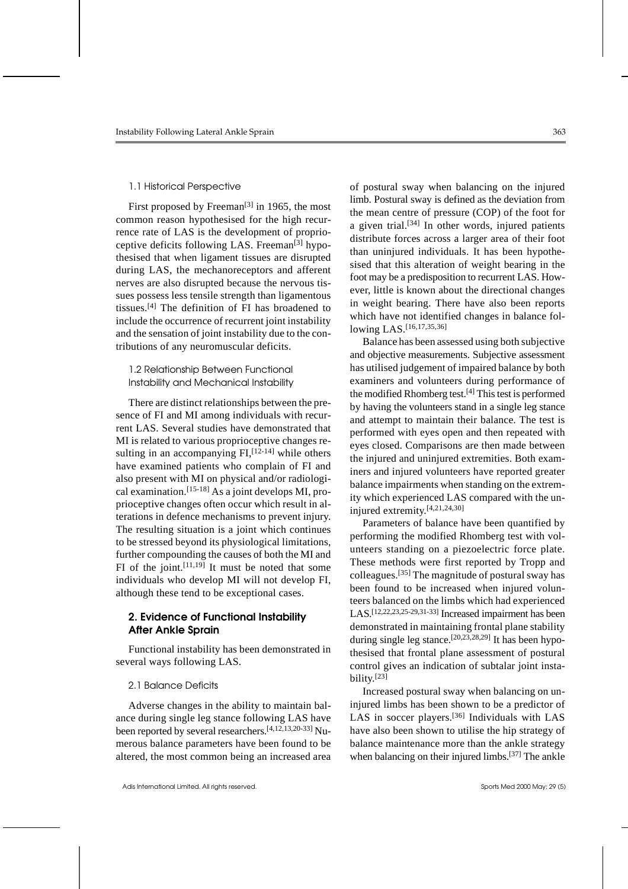### 1.1 Historical Perspective

First proposed by Freeman[3] in 1965, the most common reason hypothesised for the high recurrence rate of LAS is the development of proprioceptive deficits following LAS. Freeman[3] hypothesised that when ligament tissues are disrupted during LAS, the mechanoreceptors and afferent nerves are also disrupted because the nervous tissues possess less tensile strength than ligamentous tissues.[4] The definition of FI has broadened to include the occurrence of recurrent joint instability and the sensation of joint instability due to the contributions of any neuromuscular deficits.

### 1.2 Relationship Between Functional Instability and Mechanical Instability

There are distinct relationships between the presence of FI and MI among individuals with recurrent LAS. Several studies have demonstrated that MI is related to various proprioceptive changes resulting in an accompanying FI,[12-14] while others have examined patients who complain of FI and also present with MI on physical and/or radiological examination.[15-18] As a joint develops MI, proprioceptive changes often occur which result in alterations in defence mechanisms to prevent injury. The resulting situation is a joint which continues to be stressed beyond its physiological limitations, further compounding the causes of both the MI and FI of the joint.[11,19] It must be noted that some individuals who develop MI will not develop FI, although these tend to be exceptional cases.

## 2. Evidence of Functional Instability After Ankle Sprain

Functional instability has been demonstrated in several ways following LAS.

### 2.1 Balance Deficits

Adverse changes in the ability to maintain balance during single leg stance following LAS have been reported by several researchers.[4,12,13,20-33] Numerous balance parameters have been found to be altered, the most common being an increased area of postural sway when balancing on the injured limb. Postural sway is defined as the deviation from the mean centre of pressure (COP) of the foot for a given trial.[34] In other words, injured patients distribute forces across a larger area of their foot than uninjured individuals. It has been hypothesised that this alteration of weight bearing in the foot may be a predisposition to recurrent LAS. However, little is known about the directional changes in weight bearing. There have also been reports which have not identified changes in balance following LAS.[16,17,35,36]

Balance has been assessed using both subjective and objective measurements. Subjective assessment has utilised judgement of impaired balance by both examiners and volunteers during performance of the modified Rhomberg test.[4] This test is performed by having the volunteers stand in a single leg stance and attempt to maintain their balance. The test is performed with eyes open and then repeated with eyes closed. Comparisons are then made between the injured and uninjured extremities. Both examiners and injured volunteers have reported greater balance impairments when standing on the extremity which experienced LAS compared with the uninjured extremity.[4,21,24,30]

Parameters of balance have been quantified by performing the modified Rhomberg test with volunteers standing on a piezoelectric force plate. These methods were first reported by Tropp and colleagues.[35] The magnitude of postural sway has been found to be increased when injured volunteers balanced on the limbs which had experienced LAS.[12,22,23,25-29,31-33] Increased impairment has been demonstrated in maintaining frontal plane stability during single leg stance.[20,23,28,29] It has been hypothesised that frontal plane assessment of postural control gives an indication of subtalar joint instability.[23]

Increased postural sway when balancing on uninjured limbs has been shown to be a predictor of LAS in soccer players.[36] Individuals with LAS have also been shown to utilise the hip strategy of balance maintenance more than the ankle strategy when balancing on their injured limbs.[37] The ankle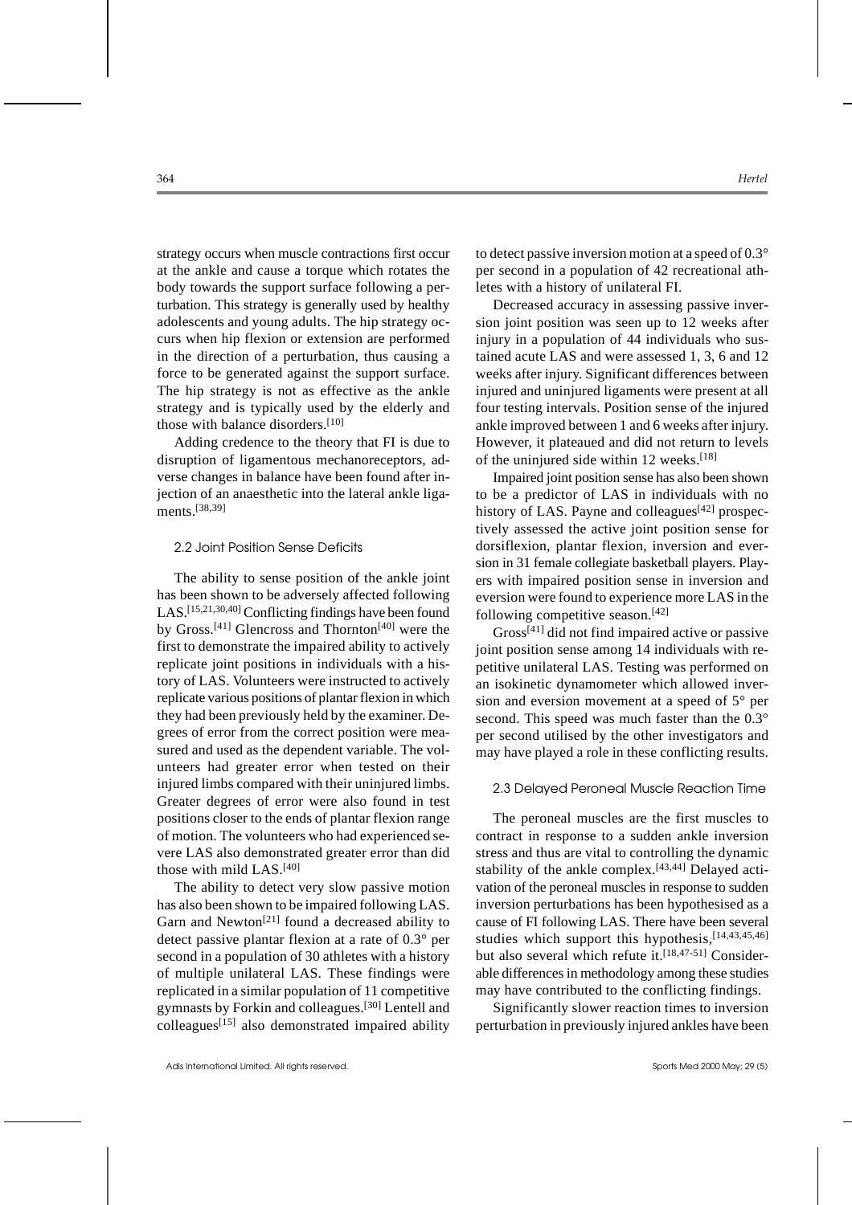strategy occurs when muscle contractions first occur at the ankle and cause a torque which rotates the body towards the support surface following a perturbation. This strategy is generally used by healthy adolescents and young adults. The hip strategy occurs when hip flexion or extension are performed in the direction of a perturbation, thus causing a force to be generated against the support surface. The hip strategy is not as effective as the ankle strategy and is typically used by the elderly and those with balance disorders.[10]

Adding credence to the theory that FI is due to disruption of ligamentous mechanoreceptors, adverse changes in balance have been found after injection of an anaesthetic into the lateral ankle ligaments.[38,39]

### 2.2 Joint Position Sense Deficits

The ability to sense position of the ankle joint has been shown to be adversely affected following LAS.[15,21,30,40] Conflicting findings have been found by Gross.[41] Glencross and Thornton[40] were the first to demonstrate the impaired ability to actively replicate joint positions in individuals with a history of LAS. Volunteers were instructed to actively replicate various positions of plantar flexion in which they had been previously held by the examiner. Degrees of error from the correct position were measured and used as the dependent variable. The volunteers had greater error when tested on their injured limbs compared with their uninjured limbs. Greater degrees of error were also found in test positions closer to the ends of plantar flexion range of motion. The volunteers who had experienced severe LAS also demonstrated greater error than did those with mild LAS.[40]

The ability to detect very slow passive motion has also been shown to be impaired following LAS. Garn and Newton[21] found a decreased ability to detect passive plantar flexion at a rate of 0.3° per second in a population of 30 athletes with a history of multiple unilateral LAS. These findings were replicated in a similar population of 11 competitive gymnasts by Forkin and colleagues.[30] Lentell and colleagues[15] also demonstrated impaired ability to detect passive inversion motion at a speed of 0.3° per second in a population of 42 recreational athletes with a history of unilateral FI.

Decreased accuracy in assessing passive inversion joint position was seen up to 12 weeks after injury in a population of 44 individuals who sustained acute LAS and were assessed 1, 3, 6 and 12 weeks after injury. Significant differences between injured and uninjured ligaments were present at all four testing intervals. Position sense of the injured ankle improved between 1 and 6 weeks after injury. However, it plateaued and did not return to levels of the uninjured side within 12 weeks.[18]

Impaired joint position sense has also been shown to be a predictor of LAS in individuals with no history of LAS. Payne and colleagues[42] prospectively assessed the active joint position sense for dorsiflexion, plantar flexion, inversion and eversion in 31 female collegiate basketball players. Players with impaired position sense in inversion and eversion were found to experience more LAS in the following competitive season.[42]

Gross[41] did not find impaired active or passive joint position sense among 14 individuals with repetitive unilateral LAS. Testing was performed on an isokinetic dynamometer which allowed inversion and eversion movement at a speed of 5° per second. This speed was much faster than the 0.3° per second utilised by the other investigators and may have played a role in these conflicting results.

### 2.3 Delayed Peroneal Muscle Reaction Time

The peroneal muscles are the first muscles to contract in response to a sudden ankle inversion stress and thus are vital to controlling the dynamic stability of the ankle complex.[43,44] Delayed activation of the peroneal muscles in response to sudden inversion perturbations has been hypothesised as a cause of FI following LAS. There have been several studies which support this hypothesis,[14,43,45,46] but also several which refute it.[18,47-51] Considerable differences in methodology among these studies may have contributed to the conflicting findings.

Significantly slower reaction times to inversion perturbation in previously injured ankles have been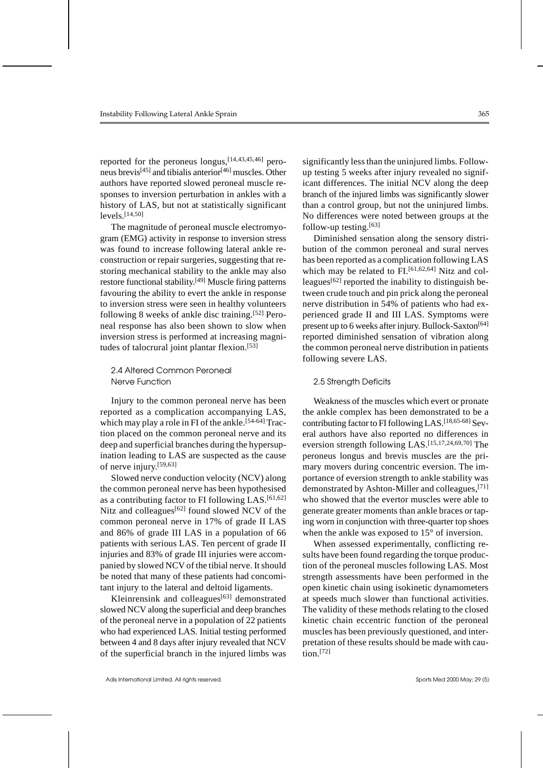reported for the peroneus longus,[14,43,45,46] peroneus brevis[45] and tibialis anterior[46] muscles. Other authors have reported slowed peroneal muscle responses to inversion perturbation in ankles with a history of LAS, but not at statistically significant levels.[14,50]

The magnitude of peroneal muscle electromyogram (EMG) activity in response to inversion stress was found to increase following lateral ankle reconstruction or repair surgeries, suggesting that restoring mechanical stability to the ankle may also restore functional stability.[49] Muscle firing patterns favouring the ability to evert the ankle in response to inversion stress were seen in healthy volunteers following 8 weeks of ankle disc training.[52] Peroneal response has also been shown to slow when inversion stress is performed at increasing magnitudes of talocrural joint plantar flexion.[53]

### 2.4 Altered Common Peroneal Nerve Function

Injury to the common peroneal nerve has been reported as a complication accompanying LAS, which may play a role in FI of the ankle.[54-64] Traction placed on the common peroneal nerve and its deep and superficial branches during the hypersupination leading to LAS are suspected as the cause of nerve injury.[59,63]

Slowed nerve conduction velocity (NCV) along the common peroneal nerve has been hypothesised as a contributing factor to FI following LAS.[61,62] Nitz and colleagues[62] found slowed NCV of the common peroneal nerve in 17% of grade II LAS and 86% of grade III LAS in a population of 66 patients with serious LAS. Ten percent of grade II injuries and 83% of grade III injuries were accompanied by slowed NCV of the tibial nerve. It should be noted that many of these patients had concomitant injury to the lateral and deltoid ligaments.

Kleinrensink and colleagues[63] demonstrated slowed NCV along the superficial and deep branches of the peroneal nerve in a population of 22 patients who had experienced LAS. Initial testing performed between 4 and 8 days after injury revealed that NCV of the superficial branch in the injured limbs was significantly less than the uninjured limbs. Follow-up testing 5 weeks after injury revealed no significant differences. The initial NCV along the deep branch of the injured limbs was significantly slower than a control group, but not the uninjured limbs. No differences were noted between groups at the follow-up testing.[63]

Diminished sensation along the sensory distribution of the common peroneal and sural nerves has been reported as a complication following LAS which may be related to FI.[61,62,64] Nitz and colleagues[62] reported the inability to distinguish between crude touch and pin prick along the peroneal nerve distribution in 54% of patients who had experienced grade II and III LAS. Symptoms were present up to 6 weeks after injury. Bullock-Saxton[64] reported diminished sensation of vibration along the common peroneal nerve distribution in patients following severe LAS.

### 2.5 Strength Deficits

Weakness of the muscles which evert or pronate the ankle complex has been demonstrated to be a contributing factor to FI following LAS.[18,65-68] Several authors have also reported no differences in eversion strength following LAS.[15,17,24,69,70] The peroneus longus and brevis muscles are the primary movers during concentric eversion. The importance of eversion strength to ankle stability was demonstrated by Ashton-Miller and colleagues,[71] who showed that the evertor muscles were able to generate greater moments than ankle braces or taping worn in conjunction with three-quarter top shoes when the ankle was exposed to 15° of inversion.

When assessed experimentally, conflicting results have been found regarding the torque production of the peroneal muscles following LAS. Most strength assessments have been performed in the open kinetic chain using isokinetic dynamometers at speeds much slower than functional activities. The validity of these methods relating to the closed kinetic chain eccentric function of the peroneal muscles has been previously questioned, and interpretation of these results should be made with caution.[72]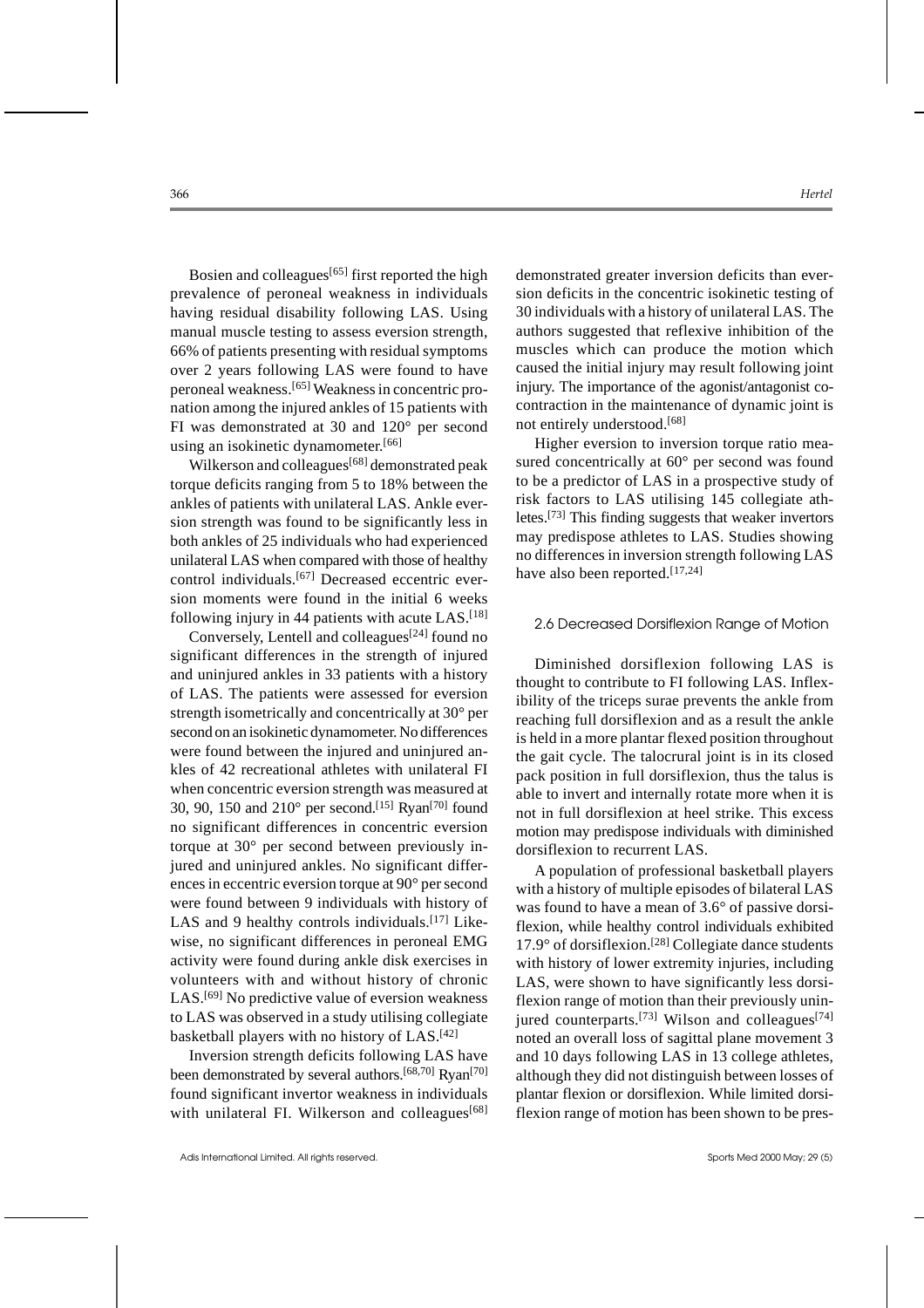Bosien and colleagues[65] first reported the high prevalence of peroneal weakness in individuals having residual disability following LAS. Using manual muscle testing to assess eversion strength, 66% of patients presenting with residual symptoms over 2 years following LAS were found to have peroneal weakness.[65] Weakness in concentric pronation among the injured ankles of 15 patients with FI was demonstrated at 30 and 120° per second using an isokinetic dynamometer.[66]

Wilkerson and colleagues[68] demonstrated peak torque deficits ranging from 5 to 18% between the ankles of patients with unilateral LAS. Ankle eversion strength was found to be significantly less in both ankles of 25 individuals who had experienced unilateral LAS when compared with those of healthy control individuals.[67] Decreased eccentric eversion moments were found in the initial 6 weeks following injury in 44 patients with acute LAS.[18]

Conversely, Lentell and colleagues[24] found no significant differences in the strength of injured and uninjured ankles in 33 patients with a history of LAS. The patients were assessed for eversion strength isometrically and concentrically at 30° per second on an isokinetic dynamometer. No differences were found between the injured and uninjured ankles of 42 recreational athletes with unilateral FI when concentric eversion strength was measured at 30, 90, 150 and 210° per second.[15] Ryan[70] found no significant differences in concentric eversion torque at 30° per second between previously injured and uninjured ankles. No significant differences in eccentric eversion torque at 90° per second were found between 9 individuals with history of LAS and 9 healthy controls individuals.[17] Likewise, no significant differences in peroneal EMG activity were found during ankle disk exercises in volunteers with and without history of chronic LAS.[69] No predictive value of eversion weakness to LAS was observed in a study utilising collegiate basketball players with no history of LAS.[42]

Inversion strength deficits following LAS have been demonstrated by several authors.[68,70] Ryan[70] found significant invertor weakness in individuals with unilateral FI. Wilkerson and colleagues[68] demonstrated greater inversion deficits than eversion deficits in the concentric isokinetic testing of 30 individuals with a history of unilateral LAS. The authors suggested that reflexive inhibition of the muscles which can produce the motion which caused the initial injury may result following joint injury. The importance of the agonist/antagonist co-contraction in the maintenance of dynamic joint is not entirely understood.[68]

Higher eversion to inversion torque ratio measured concentrically at 60° per second was found to be a predictor of LAS in a prospective study of risk factors to LAS utilising 145 collegiate athletes.[73] This finding suggests that weaker invertors may predispose athletes to LAS. Studies showing no differences in inversion strength following LAS have also been reported.[17,24]

### 2.6 Decreased Dorsiflexion Range of Motion

Diminished dorsiflexion following LAS is thought to contribute to FI following LAS. Inflexibility of the triceps surae prevents the ankle from reaching full dorsiflexion and as a result the ankle is held in a more plantar flexed position throughout the gait cycle. The talocrural joint is in its closed pack position in full dorsiflexion, thus the talus is able to invert and internally rotate more when it is not in full dorsiflexion at heel strike. This excess motion may predispose individuals with diminished dorsiflexion to recurrent LAS.

A population of professional basketball players with a history of multiple episodes of bilateral LAS was found to have a mean of 3.6° of passive dorsiflexion, while healthy control individuals exhibited 17.9° of dorsiflexion.[28] Collegiate dance students with history of lower extremity injuries, including LAS, were shown to have significantly less dorsiflexion range of motion than their previously uninjured counterparts.[73] Wilson and colleagues[74] noted an overall loss of sagittal plane movement 3 and 10 days following LAS in 13 college athletes, although they did not distinguish between losses of plantar flexion or dorsiflexion. While limited dorsiflexion range of motion has been shown to be pres-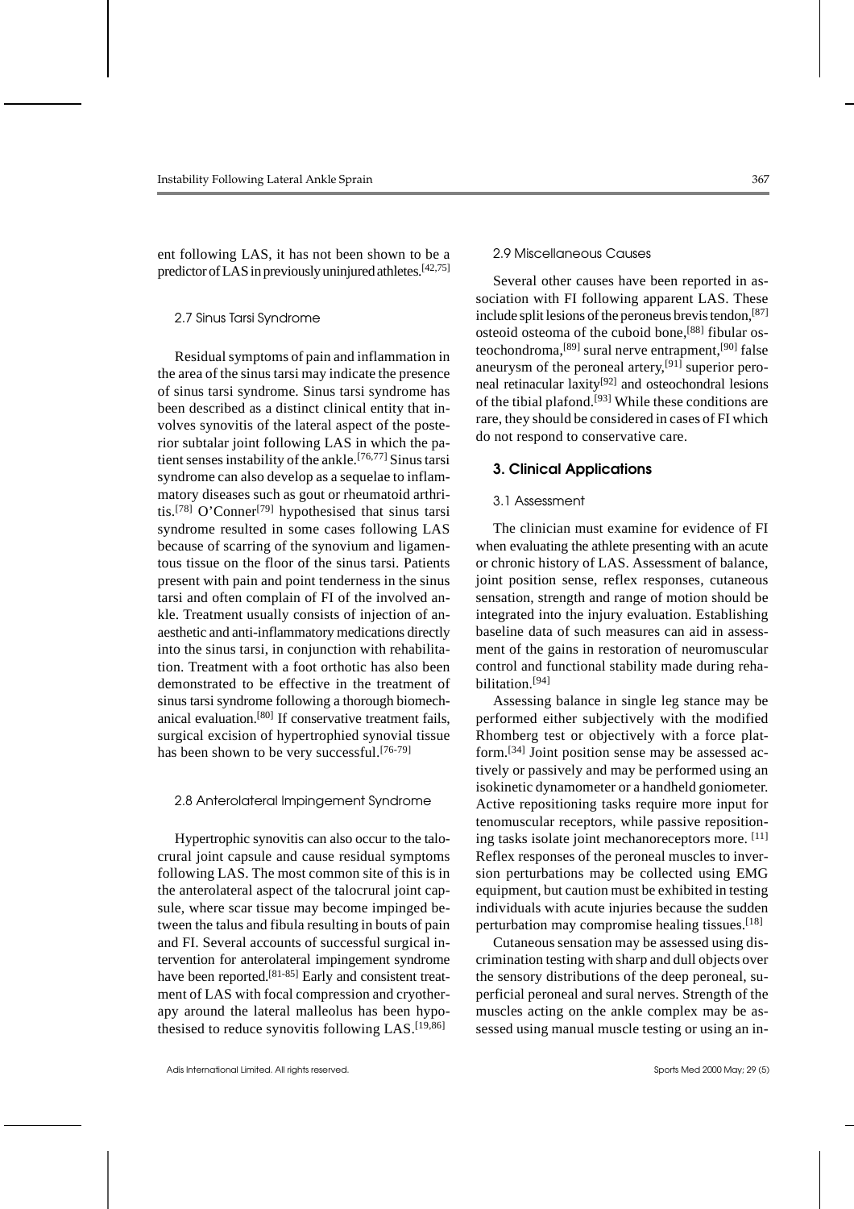ent following LAS, it has not been shown to be a predictor of LAS in previously uninjured athletes.[42,75]

### 2.7 Sinus Tarsi Syndrome

Residual symptoms of pain and inflammation in the area of the sinus tarsi may indicate the presence of sinus tarsi syndrome. Sinus tarsi syndrome has been described as a distinct clinical entity that involves synovitis of the lateral aspect of the posterior subtalar joint following LAS in which the patient senses instability of the ankle.[76,77] Sinus tarsi syndrome can also develop as a sequelae to inflammatory diseases such as gout or rheumatoid arthritis.[78] O'Conner[79] hypothesised that sinus tarsi syndrome resulted in some cases following LAS because of scarring of the synovium and ligamentous tissue on the floor of the sinus tarsi. Patients present with pain and point tenderness in the sinus tarsi and often complain of FI of the involved ankle. Treatment usually consists of injection of anaesthetic and anti-inflammatory medications directly into the sinus tarsi, in conjunction with rehabilitation. Treatment with a foot orthotic has also been demonstrated to be effective in the treatment of sinus tarsi syndrome following a thorough biomechanical evaluation.[80] If conservative treatment fails, surgical excision of hypertrophied synovial tissue has been shown to be very successful.[76-79]

### 2.8 Anterolateral Impingement Syndrome

Hypertrophic synovitis can also occur to the talocrural joint capsule and cause residual symptoms following LAS. The most common site of this is in the anterolateral aspect of the talocrural joint capsule, where scar tissue may become impinged between the talus and fibula resulting in bouts of pain and FI. Several accounts of successful surgical intervention for anterolateral impingement syndrome have been reported.[81-85] Early and consistent treatment of LAS with focal compression and cryotherapy around the lateral malleolus has been hypothesised to reduce synovitis following LAS.[19,86]

### 2.9 Miscellaneous Causes

Several other causes have been reported in association with FI following apparent LAS. These include split lesions of the peroneus brevis tendon,[87] osteoid osteoma of the cuboid bone,[88] fibular osteochondroma,[89] sural nerve entrapment,[90] false aneurysm of the peroneal artery,[91] superior peroneal retinacular laxity[92] and osteochondral lesions of the tibial plafond.[93] While these conditions are rare, they should be considered in cases of FI which do not respond to conservative care.

## 3. Clinical Applications

### 3.1 Assessment

The clinician must examine for evidence of FI when evaluating the athlete presenting with an acute or chronic history of LAS. Assessment of balance, joint position sense, reflex responses, cutaneous sensation, strength and range of motion should be integrated into the injury evaluation. Establishing baseline data of such measures can aid in assessment of the gains in restoration of neuromuscular control and functional stability made during rehabilitation.[94]

Assessing balance in single leg stance may be performed either subjectively with the modified Rhomberg test or objectively with a force platform.[34] Joint position sense may be assessed actively or passively and may be performed using an isokinetic dynamometer or a handheld goniometer. Active repositioning tasks require more input for tenomuscular receptors, while passive repositioning tasks isolate joint mechanoreceptors more. [11] Reflex responses of the peroneal muscles to inversion perturbations may be collected using EMG equipment, but caution must be exhibited in testing individuals with acute injuries because the sudden perturbation may compromise healing tissues.[18]

Cutaneous sensation may be assessed using discrimination testing with sharp and dull objects over the sensory distributions of the deep peroneal, superficial peroneal and sural nerves. Strength of the muscles acting on the ankle complex may be assessed using manual muscle testing or using an in-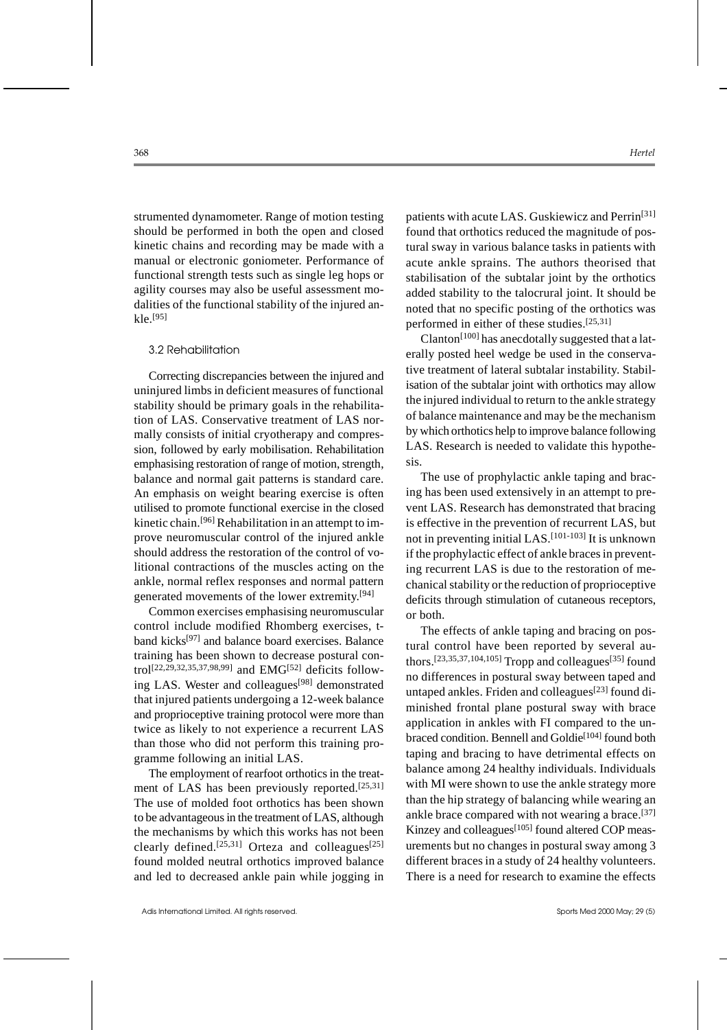strumented dynamometer. Range of motion testing should be performed in both the open and closed kinetic chains and recording may be made with a manual or electronic goniometer. Performance of functional strength tests such as single leg hops or agility courses may also be useful assessment modalities of the functional stability of the injured ankle.[95]

### 3.2 Rehabilitation

Correcting discrepancies between the injured and uninjured limbs in deficient measures of functional stability should be primary goals in the rehabilitation of LAS. Conservative treatment of LAS normally consists of initial cryotherapy and compression, followed by early mobilisation. Rehabilitation emphasising restoration of range of motion, strength, balance and normal gait patterns is standard care. An emphasis on weight bearing exercise is often utilised to promote functional exercise in the closed kinetic chain.[96] Rehabilitation in an attempt to improve neuromuscular control of the injured ankle should address the restoration of the control of volitional contractions of the muscles acting on the ankle, normal reflex responses and normal pattern generated movements of the lower extremity.[94]

Common exercises emphasising neuromuscular control include modified Rhomberg exercises, t-band kicks[97] and balance board exercises. Balance training has been shown to decrease postural control[22,29,32,35,37,98,99] and EMG[52] deficits following LAS. Wester and colleagues[98] demonstrated that injured patients undergoing a 12-week balance and proprioceptive training protocol were more than twice as likely to not experience a recurrent LAS than those who did not perform this training programme following an initial LAS.

The employment of rearfoot orthotics in the treatment of LAS has been previously reported.[25,31] The use of molded foot orthotics has been shown to be advantageous in the treatment of LAS, although the mechanisms by which this works has not been clearly defined.[25,31] Orteza and colleagues[25] found molded neutral orthotics improved balance and led to decreased ankle pain while jogging in patients with acute LAS. Guskiewicz and Perrin[31] found that orthotics reduced the magnitude of postural sway in various balance tasks in patients with acute ankle sprains. The authors theorised that stabilisation of the subtalar joint by the orthotics added stability to the talocrural joint. It should be noted that no specific posting of the orthotics was performed in either of these studies.[25,31]

Clanton[100] has anecdotally suggested that a laterally posted heel wedge be used in the conservative treatment of lateral subtalar instability. Stabilisation of the subtalar joint with orthotics may allow the injured individual to return to the ankle strategy of balance maintenance and may be the mechanism by which orthotics help to improve balance following LAS. Research is needed to validate this hypothesis.

The use of prophylactic ankle taping and bracing has been used extensively in an attempt to prevent LAS. Research has demonstrated that bracing is effective in the prevention of recurrent LAS, but not in preventing initial LAS.[101-103] It is unknown if the prophylactic effect of ankle braces in preventing recurrent LAS is due to the restoration of mechanical stability or the reduction of proprioceptive deficits through stimulation of cutaneous receptors, or both.

The effects of ankle taping and bracing on postural control have been reported by several authors.[23,35,37,104,105] Tropp and colleagues[35] found no differences in postural sway between taped and untaped ankles. Friden and colleagues[23] found diminished frontal plane postural sway with brace application in ankles with FI compared to the unbraced condition. Bennell and Goldie[104] found both taping and bracing to have detrimental effects on balance among 24 healthy individuals. Individuals with MI were shown to use the ankle strategy more than the hip strategy of balancing while wearing an ankle brace compared with not wearing a brace.[37] Kinzey and colleagues[105] found altered COP measurements but no changes in postural sway among 3 different braces in a study of 24 healthy volunteers. There is a need for research to examine the effects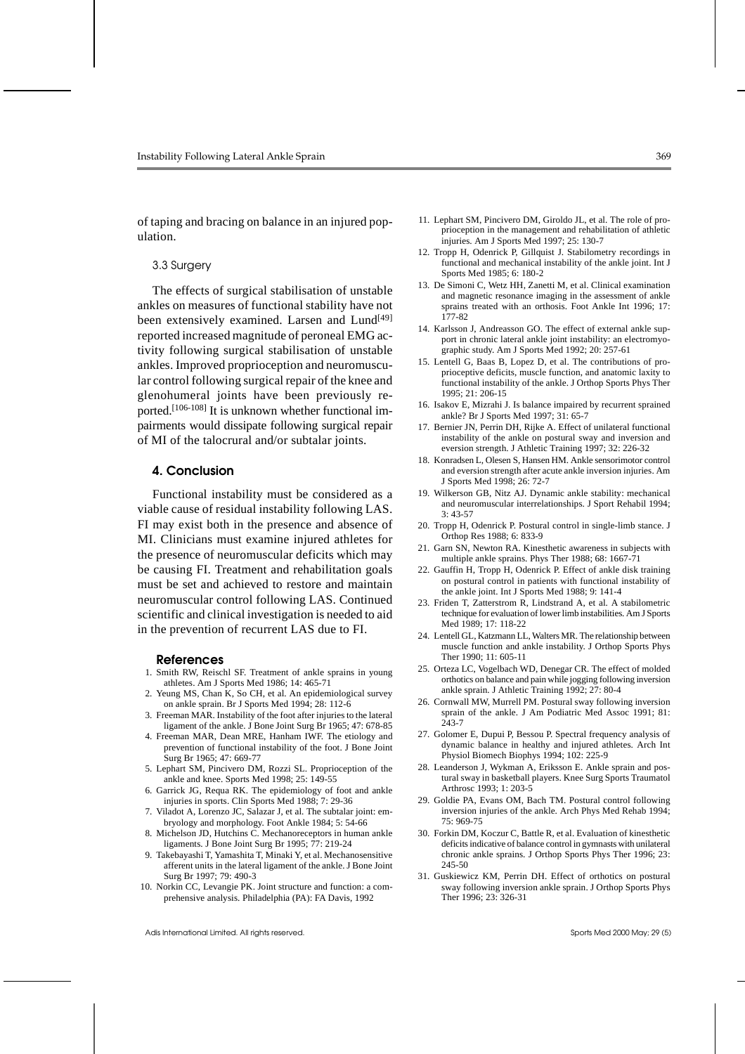of taping and bracing on balance in an injured population.

### 3.3 Surgery

The effects of surgical stabilisation of unstable ankles on measures of functional stability have not been extensively examined. Larsen and Lund[49] reported increased magnitude of peroneal EMG activity following surgical stabilisation of unstable ankles. Improved proprioception and neuromuscular control following surgical repair of the knee and glenohumeral joints have been previously reported.[106-108] It is unknown whether functional impairments would dissipate following surgical repair of MI of the talocrural and/or subtalar joints.

## 4. Conclusion

Functional instability must be considered as a viable cause of residual instability following LAS. FI may exist both in the presence and absence of MI. Clinicians must examine injured athletes for the presence of neuromuscular deficits which may be causing FI. Treatment and rehabilitation goals must be set and achieved to restore and maintain neuromuscular control following LAS. Continued scientific and clinical investigation is needed to aid in the prevention of recurrent LAS due to FI.

## References

1. Smith RW, Reischl SF. Treatment of ankle sprains in young athletes. Am J Sports Med 1986; 14: 465-71
2. Yeung MS, Chan K, So CH, et al. An epidemiological survey on ankle sprain. Br J Sports Med 1994; 28: 112-6
3. Freeman MAR. Instability of the foot after injuries to the lateral ligament of the ankle. J Bone Joint Surg Br 1965; 47: 678-85
4. Freeman MAR, Dean MRE, Hanham IWF. The etiology and prevention of functional instability of the foot. J Bone Joint Surg Br 1965; 47: 669-77
5. Lephart SM, Pincivero DM, Rozzi SL. Proprioception of the ankle and knee. Sports Med 1998; 25: 149-55
6. Garrick JG, Requa RK. The epidemiology of foot and ankle injuries in sports. Clin Sports Med 1988; 7: 29-36
7. Viladot A, Lorenzo JC, Salazar J, et al. The subtalar joint: embryology and morphology. Foot Ankle 1984; 5: 54-66
8. Michelson JD, Hutchins C. Mechanoreceptors in human ankle ligaments. J Bone Joint Surg Br 1995; 77: 219-24
9. Takebayashi T, Yamashita T, Minaki Y, et al. Mechanosensitive afferent units in the lateral ligament of the ankle. J Bone Joint Surg Br 1997; 79: 490-3
10. Norkin CC, Levangie PK. Joint structure and function: a comprehensive analysis. Philadelphia (PA): FA Davis, 1992
11. Lephart SM, Pincivero DM, Giroldo JL, et al. The role of proprioception in the management and rehabilitation of athletic injuries. Am J Sports Med 1997; 25: 130-7
12. Tropp H, Odenrick P, Gillquist J. Stabilometry recordings in functional and mechanical instability of the ankle joint. Int J Sports Med 1985; 6: 180-2
13. De Simoni C, Wetz HH, Zanetti M, et al. Clinical examination and magnetic resonance imaging in the assessment of ankle sprains treated with an orthosis. Foot Ankle Int 1996; 17: 177-82
14. Karlsson J, Andreasson GO. The effect of external ankle support in chronic lateral ankle joint instability: an electromyographic study. Am J Sports Med 1992; 20: 257-61
15. Lentell G, Baas B, Lopez D, et al. The contributions of proprioceptive deficits, muscle function, and anatomic laxity to functional instability of the ankle. J Orthop Sports Phys Ther 1995; 21: 206-15
16. Isakov E, Mizrahi J. Is balance impaired by recurrent sprained ankle? Br J Sports Med 1997; 31: 65-7
17. Bernier JN, Perrin DH, Rijke A. Effect of unilateral functional instability of the ankle on postural sway and inversion and eversion strength. J Athletic Training 1997; 32: 226-32
18. Konradsen L, Olesen S, Hansen HM. Ankle sensorimotor control and eversion strength after acute ankle inversion injuries. Am J Sports Med 1998; 26: 72-7
19. Wilkerson GB, Nitz AJ. Dynamic ankle stability: mechanical and neuromuscular interrelationships. J Sport Rehabil 1994; 3: 43-57
20. Tropp H, Odenrick P. Postural control in single-limb stance. J Orthop Res 1988; 6: 833-9
21. Garn SN, Newton RA. Kinesthetic awareness in subjects with multiple ankle sprains. Phys Ther 1988; 68: 1667-71
22. Gauffin H, Tropp H, Odenrick P. Effect of ankle disk training on postural control in patients with functional instability of the ankle joint. Int J Sports Med 1988; 9: 141-4
23. Friden T, Zatterstrom R, Lindstrand A, et al. A stabilometric technique for evaluation of lower limb instabilities. Am J Sports Med 1989; 17: 118-22
24. Lentell GL, Katzmann LL, Walters MR. The relationship between muscle function and ankle instability. J Orthop Sports Phys Ther 1990; 11: 605-11
25. Orteza LC, Vogelbach WD, Denegar CR. The effect of molded orthotics on balance and pain while jogging following inversion ankle sprain. J Athletic Training 1992; 27: 80-4
26. Cornwall MW, Murrell PM. Postural sway following inversion sprain of the ankle. J Am Podiatric Med Assoc 1991; 81: 243-7
27. Golomer E, Dupui P, Bessou P. Spectral frequency analysis of dynamic balance in healthy and injured athletes. Arch Int Physiol Biomech Biophys 1994; 102: 225-9
28. Leanderson J, Wykman A, Eriksson E. Ankle sprain and postural sway in basketball players. Knee Surg Sports Traumatol Arthrosc 1993; 1: 203-5
29. Goldie PA, Evans OM, Bach TM. Postural control following inversion injuries of the ankle. Arch Phys Med Rehab 1994; 75: 969-75
30. Forkin DM, Koczur C, Battle R, et al. Evaluation of kinesthetic deficits indicative of balance control in gymnasts with unilateral chronic ankle sprains. J Orthop Sports Phys Ther 1996; 23: 245-50
31. Guskiewicz KM, Perrin DH. Effect of orthotics on postural sway following inversion ankle sprain. J Orthop Sports Phys Ther 1996; 23: 326-31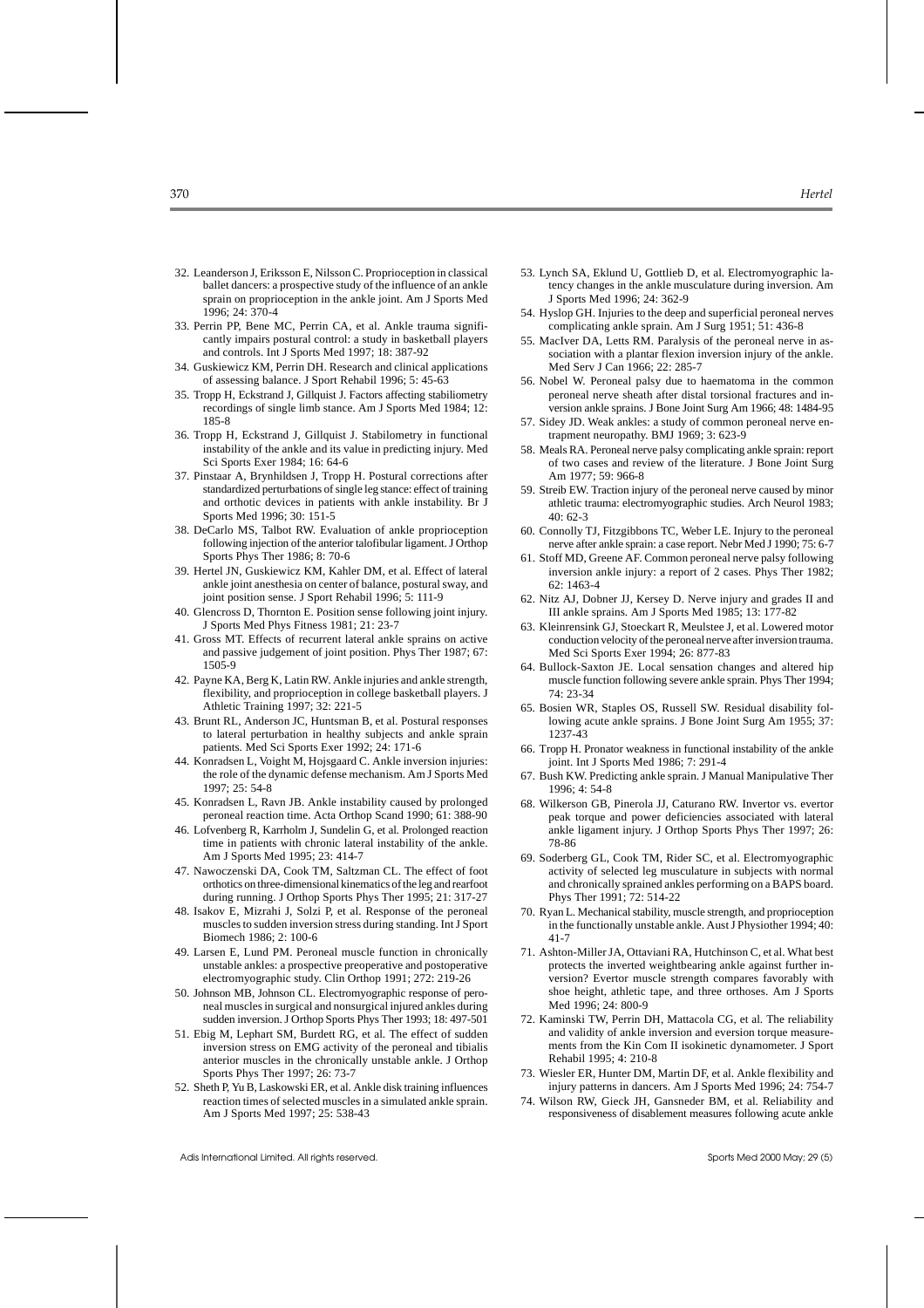32. Leanderson J, Eriksson E, Nilsson C. Proprioception in classical ballet dancers: a prospective study of the influence of an ankle sprain on proprioception in the ankle joint. Am J Sports Med 1996; 24: 370-4
33. Perrin PP, Bene MC, Perrin CA, et al. Ankle trauma significantly impairs postural control: a study in basketball players and controls. Int J Sports Med 1997; 18: 387-92
34. Guskiewicz KM, Perrin DH. Research and clinical applications of assessing balance. J Sport Rehabil 1996; 5: 45-63
35. Tropp H, Eckstrand J, Gillquist J. Factors affecting stabiliometry recordings of single limb stance. Am J Sports Med 1984; 12: 185-8
36. Tropp H, Eckstrand J, Gillquist J. Stabilometry in functional instability of the ankle and its value in predicting injury. Med Sci Sports Exer 1984; 16: 64-6
37. Pinstaar A, Brynhildsen J, Tropp H. Postural corrections after standardized perturbations of single leg stance: effect of training and orthotic devices in patients with ankle instability. Br J Sports Med 1996; 30: 151-5
38. DeCarlo MS, Talbot RW. Evaluation of ankle proprioception following injection of the anterior talofibular ligament. J Orthop Sports Phys Ther 1986; 8: 70-6
39. Hertel JN, Guskiewicz KM, Kahler DM, et al. Effect of lateral ankle joint anesthesia on center of balance, postural sway, and joint position sense. J Sport Rehabil 1996; 5: 111-9
40. Glencross D, Thornton E. Position sense following joint injury. J Sports Med Phys Fitness 1981; 21: 23-7
41. Gross MT. Effects of recurrent lateral ankle sprains on active and passive judgement of joint position. Phys Ther 1987; 67: 1505-9
42. Payne KA, Berg K, Latin RW. Ankle injuries and ankle strength, flexibility, and proprioception in college basketball players. J Athletic Training 1997; 32: 221-5
43. Brunt RL, Anderson JC, Huntsman B, et al. Postural responses to lateral perturbation in healthy subjects and ankle sprain patients. Med Sci Sports Exer 1992; 24: 171-6
44. Konradsen L, Voight M, Hojsgaard C. Ankle inversion injuries: the role of the dynamic defense mechanism. Am J Sports Med 1997; 25: 54-8
45. Konradsen L, Ravn JB. Ankle instability caused by prolonged peroneal reaction time. Acta Orthop Scand 1990; 61: 388-90
46. Lofvenberg R, Karrholm J, Sundelin G, et al. Prolonged reaction time in patients with chronic lateral instability of the ankle. Am J Sports Med 1995; 23: 414-7
47. Nawoczenski DA, Cook TM, Saltzman CL. The effect of foot orthotics on three-dimensional kinematics of the leg and rearfoot during running. J Orthop Sports Phys Ther 1995; 21: 317-27
48. Isakov E, Mizrahi J, Solzi P, et al. Response of the peroneal muscles to sudden inversion stress during standing. Int J Sport Biomech 1986; 2: 100-6
49. Larsen E, Lund PM. Peroneal muscle function in chronically unstable ankles: a prospective preoperative and postoperative electromyographic study. Clin Orthop 1991; 272: 219-26
50. Johnson MB, Johnson CL. Electromyographic response of peroneal muscles in surgical and nonsurgical injured ankles during sudden inversion. J Orthop Sports Phys Ther 1993; 18: 497-501
51. Ebig M, Lephart SM, Burdett RG, et al. The effect of sudden inversion stress on EMG activity of the peroneal and tibialis anterior muscles in the chronically unstable ankle. J Orthop Sports Phys Ther 1997; 26: 73-7
52. Sheth P, Yu B, Laskowski ER, et al. Ankle disk training influences reaction times of selected muscles in a simulated ankle sprain. Am J Sports Med 1997; 25: 538-43
53. Lynch SA, Eklund U, Gottlieb D, et al. Electromyographic latency changes in the ankle musculature during inversion. Am J Sports Med 1996; 24: 362-9
54. Hyslop GH. Injuries to the deep and superficial peroneal nerves complicating ankle sprain. Am J Surg 1951; 51: 436-8
55. MacIver DA, Letts RM. Paralysis of the peroneal nerve in association with a plantar flexion inversion injury of the ankle. Med Serv J Can 1966; 22: 285-7
56. Nobel W. Peroneal palsy due to haematoma in the common peroneal nerve sheath after distal torsional fractures and inversion ankle sprains. J Bone Joint Surg Am 1966; 48: 1484-95
57. Sidey JD. Weak ankles: a study of common peroneal nerve entrapment neuropathy. BMJ 1969; 3: 623-9
58. Meals RA. Peroneal nerve palsy complicating ankle sprain: report of two cases and review of the literature. J Bone Joint Surg Am 1977; 59: 966-8
59. Streib EW. Traction injury of the peroneal nerve caused by minor athletic trauma: electromyographic studies. Arch Neurol 1983; 40: 62-3
60. Connolly TJ, Fitzgibbons TC, Weber LE. Injury to the peroneal nerve after ankle sprain: a case report. Nebr Med J 1990; 75: 6-7
61. Stoff MD, Greene AF. Common peroneal nerve palsy following inversion ankle injury: a report of 2 cases. Phys Ther 1982; 62: 1463-4
62. Nitz AJ, Dobner JJ, Kersey D. Nerve injury and grades II and III ankle sprains. Am J Sports Med 1985; 13: 177-82
63. Kleinrensink GJ, Stoeckart R, Meulstee J, et al. Lowered motor conduction velocity of the peroneal nerve after inversion trauma. Med Sci Sports Exer 1994; 26: 877-83
64. Bullock-Saxton JE. Local sensation changes and altered hip muscle function following severe ankle sprain. Phys Ther 1994; 74: 23-34
65. Bosien WR, Staples OS, Russell SW. Residual disability following acute ankle sprains. J Bone Joint Surg Am 1955; 37: 1237-43
66. Tropp H. Pronator weakness in functional instability of the ankle joint. Int J Sports Med 1986; 7: 291-4
67. Bush KW. Predicting ankle sprain. J Manual Manipulative Ther 1996; 4: 54-8
68. Wilkerson GB, Pinerola JJ, Caturano RW. Invertor vs. evertor peak torque and power deficiencies associated with lateral ankle ligament injury. J Orthop Sports Phys Ther 1997; 26: 78-86
69. Soderberg GL, Cook TM, Rider SC, et al. Electromyographic activity of selected leg musculature in subjects with normal and chronically sprained ankles performing on a BAPS board. Phys Ther 1991; 72: 514-22
70. Ryan L. Mechanical stability, muscle strength, and proprioception in the functionally unstable ankle. Aust J Physiother 1994; 40: 41-7
71. Ashton-Miller JA, Ottaviani RA, Hutchinson C, et al. What best protects the inverted weightbearing ankle against further inversion? Evertor muscle strength compares favorably with shoe height, athletic tape, and three orthoses. Am J Sports Med 1996; 24: 800-9
72. Kaminski TW, Perrin DH, Mattacola CG, et al. The reliability and validity of ankle inversion and eversion torque measurements from the Kin Com II isokinetic dynamometer. J Sport Rehabil 1995; 4: 210-8
73. Wiesler ER, Hunter DM, Martin DF, et al. Ankle flexibility and injury patterns in dancers. Am J Sports Med 1996; 24: 754-7
74. Wilson RW, Gieck JH, Gansneder BM, et al. Reliability and responsiveness of disablement measures following acute ankle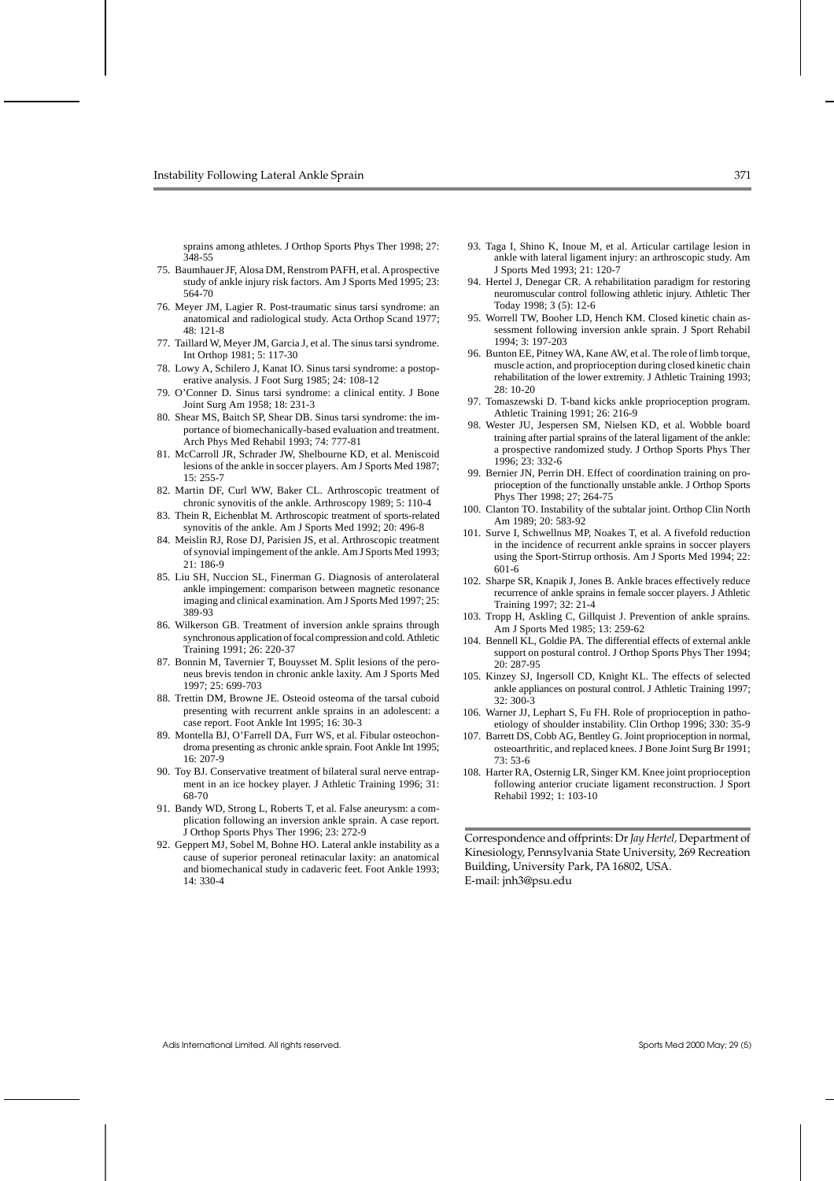sprains among athletes. J Orthop Sports Phys Ther 1998; 27: 348-55

75. Baumhauer JF, Alosa DM, Renstrom PAFH, et al. A prospective study of ankle injury risk factors. Am J Sports Med 1995; 23: 564-70
76. Meyer JM, Lagier R. Post-traumatic sinus tarsi syndrome: an anatomical and radiological study. Acta Orthop Scand 1977; 48: 121-8
77. Taillard W, Meyer JM, Garcia J, et al. The sinus tarsi syndrome. Int Orthop 1981; 5: 117-30
78. Lowy A, Schilero J, Kanat IO. Sinus tarsi syndrome: a postoperative analysis. J Foot Surg 1985; 24: 108-12
79. O'Conner D. Sinus tarsi syndrome: a clinical entity. J Bone Joint Surg Am 1958; 18: 231-3
80. Shear MS, Baitch SP, Shear DB. Sinus tarsi syndrome: the importance of biomechanically-based evaluation and treatment. Arch Phys Med Rehabil 1993; 74: 777-81
81. McCarroll JR, Schrader JW, Shelbourne KD, et al. Meniscoid lesions of the ankle in soccer players. Am J Sports Med 1987; 15: 255-7
82. Martin DF, Curl WW, Baker CL. Arthroscopic treatment of chronic synovitis of the ankle. Arthroscopy 1989; 5: 110-4
83. Thein R, Eichenblat M. Arthroscopic treatment of sports-related synovitis of the ankle. Am J Sports Med 1992; 20: 496-8
84. Meislin RJ, Rose DJ, Parisien JS, et al. Arthroscopic treatment of synovial impingement of the ankle. Am J Sports Med 1993; 21: 186-9
85. Liu SH, Nuccion SL, Finerman G. Diagnosis of anterolateral ankle impingement: comparison between magnetic resonance imaging and clinical examination. Am J Sports Med 1997; 25: 389-93
86. Wilkerson GB. Treatment of inversion ankle sprains through synchronous application of focal compression and cold. Athletic Training 1991; 26: 220-37
87. Bonnin M, Tavernier T, Bouysset M. Split lesions of the peroneus brevis tendon in chronic ankle laxity. Am J Sports Med 1997; 25: 699-703
88. Trettin DM, Browne JE. Osteoid osteoma of the tarsal cuboid presenting with recurrent ankle sprains in an adolescent: a case report. Foot Ankle Int 1995; 16: 30-3
89. Montella BJ, O'Farrell DA, Furr WS, et al. Fibular osteochondroma presenting as chronic ankle sprain. Foot Ankle Int 1995; 16: 207-9
90. Toy BJ. Conservative treatment of bilateral sural nerve entrapment in an ice hockey player. J Athletic Training 1996; 31: 68-70
91. Bandy WD, Strong L, Roberts T, et al. False aneurysm: a complication following an inversion ankle sprain. A case report. J Orthop Sports Phys Ther 1996; 23: 272-9
92. Geppert MJ, Sobel M, Bohne HO. Lateral ankle instability as a cause of superior peroneal retinacular laxity: an anatomical and biomechanical study in cadaveric feet. Foot Ankle 1993; 14: 330-4
93. Taga I, Shino K, Inoue M, et al. Articular cartilage lesion in ankle with lateral ligament injury: an arthroscopic study. Am J Sports Med 1993; 21: 120-7
94. Hertel J, Denegar CR. A rehabilitation paradigm for restoring neuromuscular control following athletic injury. Athletic Ther Today 1998; 3 (5): 12-6
95. Worrell TW, Booher LD, Hench KM. Closed kinetic chain assessment following inversion ankle sprain. J Sport Rehabil 1994; 3: 197-203
96. Bunton EE, Pitney WA, Kane AW, et al. The role of limb torque, muscle action, and proprioception during closed kinetic chain rehabilitation of the lower extremity. J Athletic Training 1993; 28: 10-20
97. Tomaszewski D. T-band kicks ankle proprioception program. Athletic Training 1991; 26: 216-9
98. Wester JU, Jespersen SM, Nielsen KD, et al. Wobble board training after partial sprains of the lateral ligament of the ankle: a prospective randomized study. J Orthop Sports Phys Ther 1996; 23: 332-6
99. Bernier JN, Perrin DH. Effect of coordination training on proprioception of the functionally unstable ankle. J Orthop Sports Phys Ther 1998; 27; 264-75
100. Clanton TO. Instability of the subtalar joint. Orthop Clin North Am 1989; 20: 583-92
101. Surve I, Schwellnus MP, Noakes T, et al. A fivefold reduction in the incidence of recurrent ankle sprains in soccer players using the Sport-Stirrup orthosis. Am J Sports Med 1994; 22: 601-6
102. Sharpe SR, Knapik J, Jones B. Ankle braces effectively reduce recurrence of ankle sprains in female soccer players. J Athletic Training 1997; 32: 21-4
103. Tropp H, Askling C, Gillquist J. Prevention of ankle sprains. Am J Sports Med 1985; 13: 259-62
104. Bennell KL, Goldie PA. The differential effects of external ankle support on postural control. J Orthop Sports Phys Ther 1994; 20: 287-95
105. Kinzey SJ, Ingersoll CD, Knight KL. The effects of selected ankle appliances on postural control. J Athletic Training 1997; 32: 300-3
106. Warner JJ, Lephart S, Fu FH. Role of proprioception in pathoetiology of shoulder instability. Clin Orthop 1996; 330: 35-9
107. Barrett DS, Cobb AG, Bentley G. Joint proprioception in normal, osteoarthritic, and replaced knees. J Bone Joint Surg Br 1991; 73: 53-6
108. Harter RA, Osternig LR, Singer KM. Knee joint proprioception following anterior cruciate ligament reconstruction. J Sport Rehabil 1992; 1: 103-10

Correspondence and offprints: Dr *Jay Hertel*, Department of Kinesiology, Pennsylvania State University, 269 Recreation Building, University Park, PA 16802, USA.
E-mail: jnh3@psu.edu